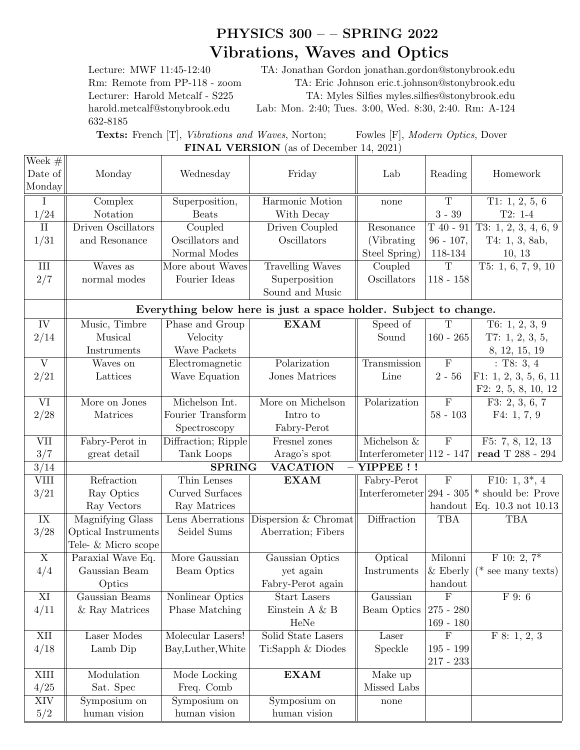# PHYSICS 300 – – SPRING 2022

## Vibrations, Waves and Optics

Lecture: MWF 11:45-12:40
Rm: Remote from PP-118 - zoom
Lecturer: Harold Metcalf - S225
harold.metcalf@stonybrook.edu
632-8185

TA: Jonathan Gordon jonathan.gordon@stonybrook.edu
TA: Eric Johnson eric.t.johnson@stonybrook.edu
TA: Myles Silfies myles.silfies@stonybrook.edu
Lab: Mon. 2:40; Tues. 3:00, Wed. 8:30, 2:40. Rm: A-124

**Texts:** French [T], *Vibrations and Waves*, Norton; Fowles [F], *Modern Optics*, Dover

**FINAL VERSION** (as of December 14, 2021)

| Week # Date of Monday | Monday | Wednesday | Friday | Lab | Reading | Homework |
|---|---|---|---|---|---|---|
| I 1/24 | Complex Notation | Superposition, Beats | Harmonic Motion With Decay | none | T 3 - 39 | T1: 1, 2, 5, 6 T2: 1-4 |
| II 1/31 | Driven Oscillators and Resonance | Coupled Oscillators and Normal Modes | Driven Coupled Oscillators | Resonance (Vibrating Steel Spring) | T 40 - 91 96 - 107, 118-134 | T3: 1, 2, 3, 4, 6, 9 T4: 1, 3, 8ab, 10, 13 |
| III 2/7 | Waves as normal modes | More about Waves Fourier Ideas | Travelling Waves Superposition Sound and Music | Coupled Oscillators | T 118 - 158 | T5: 1, 6, 7, 9, 10 |
| | **Everything below here is just a space holder. Subject to change.** | | | | | |
| IV 2/14 | Music, Timbre Musical Instruments | Phase and Group Velocity Wave Packets | **EXAM** | Speed of Sound | T 160 - 265 | T6: 1, 2, 3, 9 T7: 1, 2, 3, 5, 8, 12, 15, 19 |
| V 2/21 | Waves on Lattices | Electromagnetic Wave Equation | Polarization Jones Matrices | Transmission Line | F 2 - 56 | : T8: 3, 4 F1: 1, 2, 3, 5, 6, 11 F2: 2, 5, 8, 10, 12 |
| VI 2/28 | More on Jones Matrices | Michelson Int. Fourier Transform Spectroscopy | More on Michelson Intro to Fabry-Perot | Polarization | F 58 - 103 | F3: 2, 3, 6, 7 F4: 1, 7, 9 |
| VII 3/7 | Fabry-Perot in great detail | Diffraction; Ripple Tank Loops | Fresnel zones Arago's spot | Michelson & Interferometer | F 112 - 147 | F5: 7, 8, 12, 13 **read** T 288 - 294 |
| 3/14 | **SPRING VACATION – YIPPEE ! !** | | | | | |
| VIII 3/21 | Refraction Ray Optics Ray Vectors | Thin Lenses Curved Surfaces Ray Matrices | **EXAM** | Fabry-Perot Interferometer | F 294 - 305 handout | F10: 1, 3*, 4 * should be: Prove Eq. 10.3 not 10.13 |
| IX 3/28 | Magnifying Glass Optical Instruments Tele- & Micro scope | Lens Aberrations Seidel Sums | Dispersion & Chromat Aberration; Fibers | Diffraction | TBA | TBA |
| X 4/4 | Paraxial Wave Eq. Gaussian Beam Optics | More Gaussian Beam Optics | Gaussian Optics yet again Fabry-Perot again | Optical Instruments | Milonni & Eberly handout | F 10: 2, 7* (* see many texts) |
| XI 4/11 | Gaussian Beams & Ray Matrices | Nonlinear Optics Phase Matching | Start Lasers Einstein A & B HeNe | Gaussian Beam Optics | F 275 - 280 169 - 180 | F 9: 6 |
| XII 4/18 | Laser Modes Lamb Dip | Molecular Lasers! Bay,Luther,White | Solid State Lasers Ti:Sapph & Diodes | Laser Speckle | F 195 - 199 217 - 233 | F 8: 1, 2, 3 |
| XIII 4/25 | Modulation Sat. Spec | Mode Locking Freq. Comb | **EXAM** | Make up Missed Labs | | |
| XIV 5/2 | Symposium on human vision | Symposium on human vision | Symposium on human vision | none | | |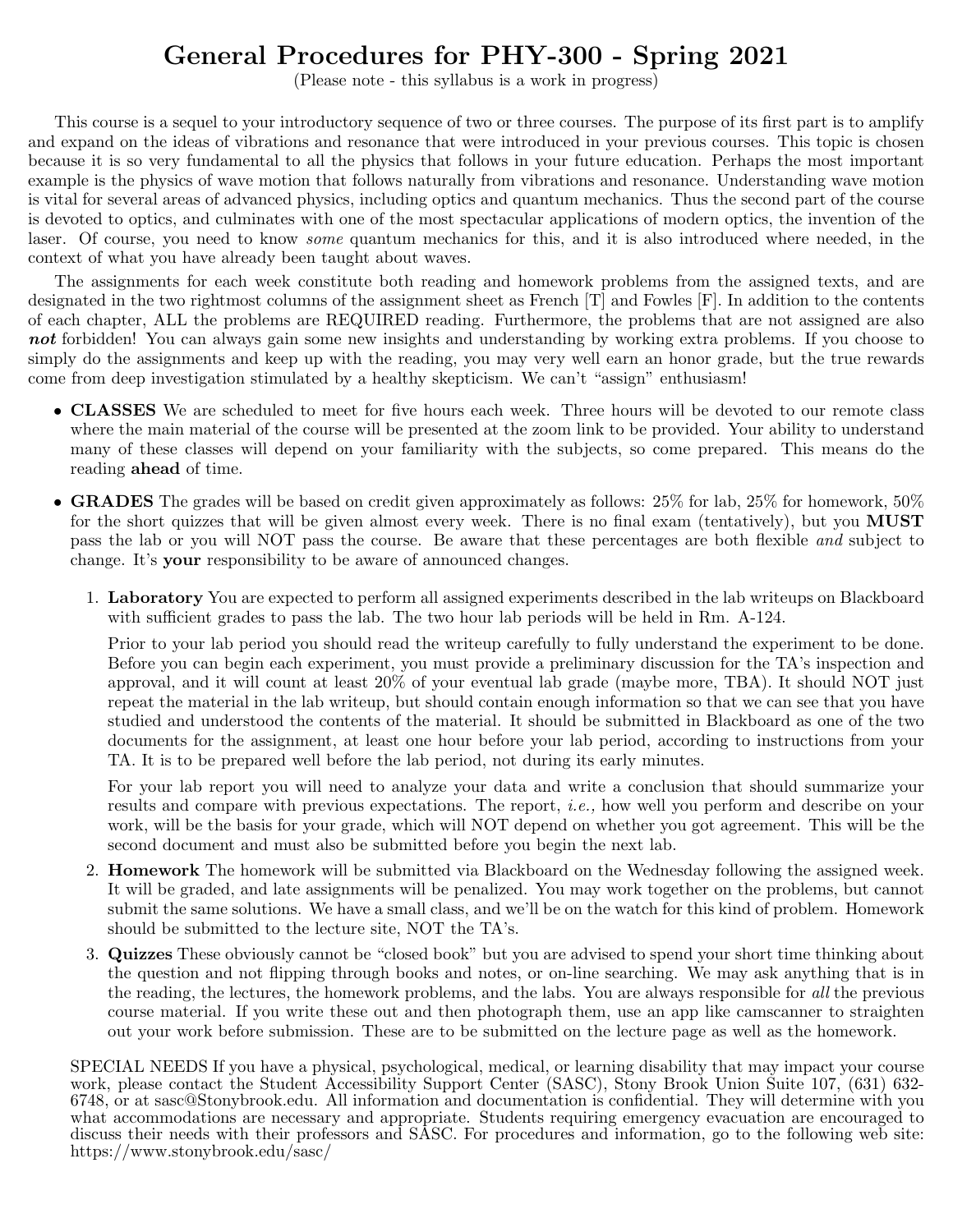# General Procedures for PHY-300 - Spring 2021

(Please note - this syllabus is a work in progress)

This course is a sequel to your introductory sequence of two or three courses. The purpose of its first part is to amplify and expand on the ideas of vibrations and resonance that were introduced in your previous courses. This topic is chosen because it is so very fundamental to all the physics that follows in your future education. Perhaps the most important example is the physics of wave motion that follows naturally from vibrations and resonance. Understanding wave motion is vital for several areas of advanced physics, including optics and quantum mechanics. Thus the second part of the course is devoted to optics, and culminates with one of the most spectacular applications of modern optics, the invention of the laser. Of course, you need to know *some* quantum mechanics for this, and it is also introduced where needed, in the context of what you have already been taught about waves.

The assignments for each week constitute both reading and homework problems from the assigned texts, and are designated in the two rightmost columns of the assignment sheet as French [T] and Fowles [F]. In addition to the contents of each chapter, ALL the problems are REQUIRED reading. Furthermore, the problems that are not assigned are also ***not*** forbidden! You can always gain some new insights and understanding by working extra problems. If you choose to simply do the assignments and keep up with the reading, you may very well earn an honor grade, but the true rewards come from deep investigation stimulated by a healthy skepticism. We can't "assign" enthusiasm!

- **CLASSES** We are scheduled to meet for five hours each week. Three hours will be devoted to our remote class where the main material of the course will be presented at the zoom link to be provided. Your ability to understand many of these classes will depend on your familiarity with the subjects, so come prepared. This means do the reading **ahead** of time.

- **GRADES** The grades will be based on credit given approximately as follows: 25% for lab, 25% for homework, 50% for the short quizzes that will be given almost every week. There is no final exam (tentatively), but you **MUST** pass the lab or you will NOT pass the course. Be aware that these percentages are both flexible *and* subject to change. It's **your** responsibility to be aware of announced changes.

  1. **Laboratory** You are expected to perform all assigned experiments described in the lab writeups on Blackboard with sufficient grades to pass the lab. The two hour lab periods will be held in Rm. A-124.

     Prior to your lab period you should read the writeup carefully to fully understand the experiment to be done. Before you can begin each experiment, you must provide a preliminary discussion for the TA's inspection and approval, and it will count at least 20% of your eventual lab grade (maybe more, TBA). It should NOT just repeat the material in the lab writeup, but should contain enough information so that we can see that you have studied and understood the contents of the material. It should be submitted in Blackboard as one of the two documents for the assignment, at least one hour before your lab period, according to instructions from your TA. It is to be prepared well before the lab period, not during its early minutes.

     For your lab report you will need to analyze your data and write a conclusion that should summarize your results and compare with previous expectations. The report, *i.e.,* how well you perform and describe on your work, will be the basis for your grade, which will NOT depend on whether you got agreement. This will be the second document and must also be submitted before you begin the next lab.

  2. **Homework** The homework will be submitted via Blackboard on the Wednesday following the assigned week. It will be graded, and late assignments will be penalized. You may work together on the problems, but cannot submit the same solutions. We have a small class, and we'll be on the watch for this kind of problem. Homework should be submitted to the lecture site, NOT the TA's.

  3. **Quizzes** These obviously cannot be "closed book" but you are advised to spend your short time thinking about the question and not flipping through books and notes, or on-line searching. We may ask anything that is in the reading, the lectures, the homework problems, and the labs. You are always responsible for *all* the previous course material. If you write these out and then photograph them, use an app like camscanner to straighten out your work before submission. These are to be submitted on the lecture page as well as the homework.

SPECIAL NEEDS If you have a physical, psychological, medical, or learning disability that may impact your course work, please contact the Student Accessibility Support Center (SASC), Stony Brook Union Suite 107, (631) 632-6748, or at sasc@Stonybrook.edu. All information and documentation is confidential. They will determine with you what accommodations are necessary and appropriate. Students requiring emergency evacuation are encouraged to discuss their needs with their professors and SASC. For procedures and information, go to the following web site: https://www.stonybrook.edu/sasc/